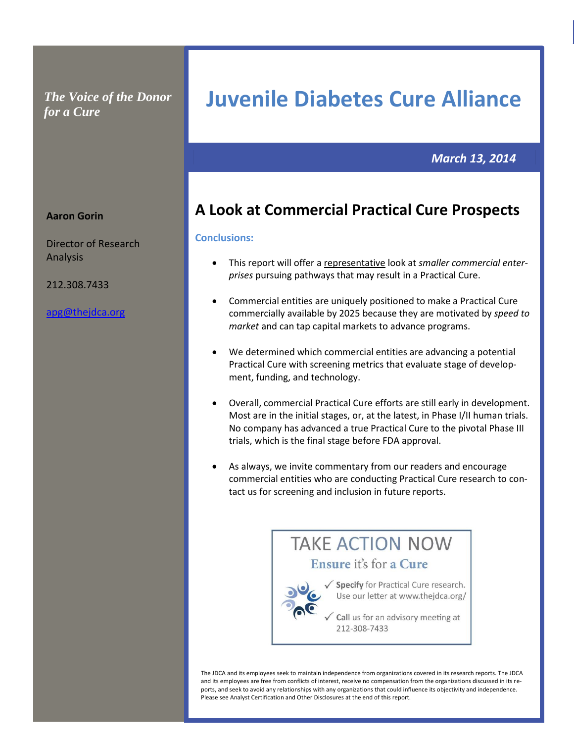*The Voice of the Donor for a Cure*

# Juvenile Diabetes Cure Alliance

***March 13, 2014***

**Aaron Gorin**

Director of Research Analysis

212.308.7433

apg@thejdca.org

## A Look at Commercial Practical Cure Prospects

### Conclusions:

- This report will offer a representative look at *smaller commercial enterprises* pursuing pathways that may result in a Practical Cure.
- Commercial entities are uniquely positioned to make a Practical Cure commercially available by 2025 because they are motivated by *speed to market* and can tap capital markets to advance programs.
- We determined which commercial entities are advancing a potential Practical Cure with screening metrics that evaluate stage of development, funding, and technology.
- Overall, commercial Practical Cure efforts are still early in development. Most are in the initial stages, or, at the latest, in Phase I/II human trials. No company has advanced a true Practical Cure to the pivotal Phase III trials, which is the final stage before FDA approval.
- As always, we invite commentary from our readers and encourage commercial entities who are conducting Practical Cure research to contact us for screening and inclusion in future reports.

**TAKE ACTION NOW**

**Ensure it's for a Cure**

- ✓ **Specify** for Practical Cure research. Use our letter at www.thejdca.org/
- ✓ **Call** us for an advisory meeting at 212-308-7433

The JDCA and its employees seek to maintain independence from organizations covered in its research reports. The JDCA and its employees are free from conflicts of interest, receive no compensation from the organizations discussed in its reports, and seek to avoid any relationships with any organizations that could influence its objectivity and independence. Please see Analyst Certification and Other Disclosures at the end of this report.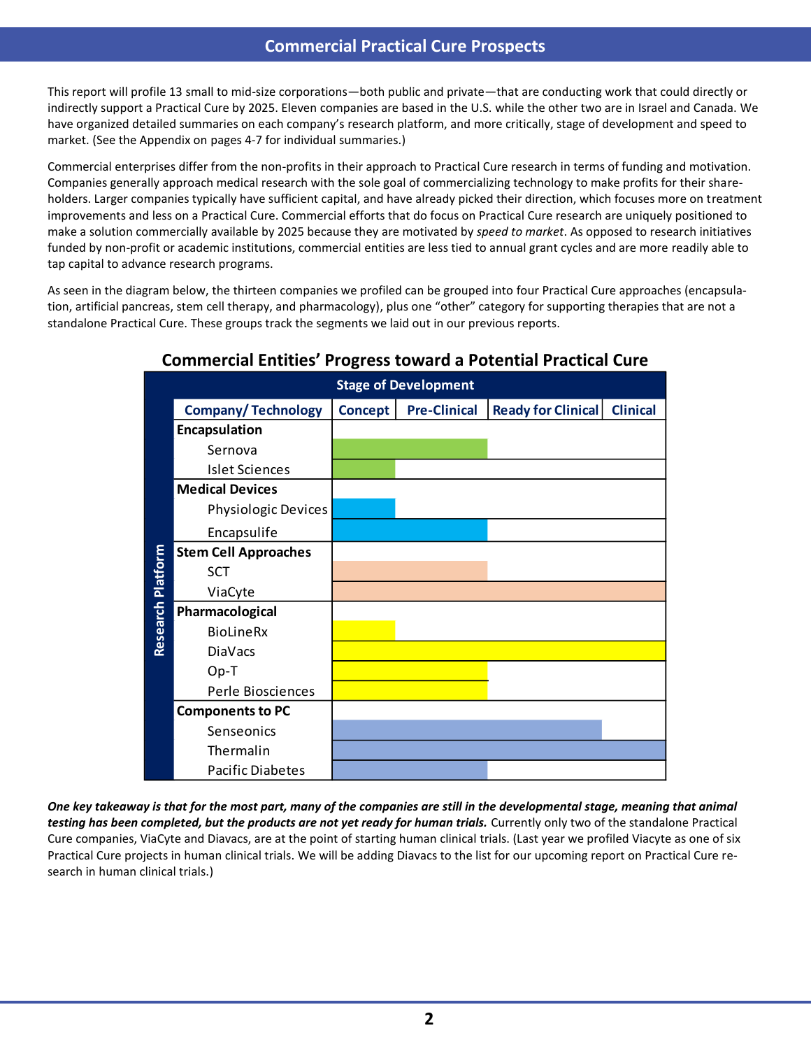## Commercial Practical Cure Prospects

This report will profile 13 small to mid-size corporations—both public and private—that are conducting work that could directly or indirectly support a Practical Cure by 2025. Eleven companies are based in the U.S. while the other two are in Israel and Canada. We have organized detailed summaries on each company's research platform, and more critically, stage of development and speed to market. (See the Appendix on pages 4-7 for individual summaries.)

Commercial enterprises differ from the non-profits in their approach to Practical Cure research in terms of funding and motivation. Companies generally approach medical research with the sole goal of commercializing technology to make profits for their share-holders. Larger companies typically have sufficient capital, and have already picked their direction, which focuses more on treatment improvements and less on a Practical Cure. Commercial efforts that do focus on Practical Cure research are uniquely positioned to make a solution commercially available by 2025 because they are motivated by *speed to market*. As opposed to research initiatives funded by non-profit or academic institutions, commercial entities are less tied to annual grant cycles and are more readily able to tap capital to advance research programs.

As seen in the diagram below, the thirteen companies we profiled can be grouped into four Practical Cure approaches (encapsula-tion, artificial pancreas, stem cell therapy, and pharmacology), plus one "other" category for supporting therapies that are not a standalone Practical Cure. These groups track the segments we laid out in our previous reports.

### Commercial Entities' Progress toward a Potential Practical Cure

| Research Platform: Company/ Technology | Concept | Pre-Clinical | Ready for Clinical | Clinical |
|---|---|---|---|---|
| **Encapsulation** | | | | |
| Sernova | ■ | ■ | | |
| Islet Sciences | ■ | | | |
| **Medical Devices** | | | | |
| Physiologic Devices | ■ | | | |
| Encapsulife | ■ | ■ | | |
| **Stem Cell Approaches** | | | | |
| SCT | ■ | ■ | | |
| ViaCyte | ■ | ■ | ■ | ■ |
| **Pharmacological** | | | | |
| BioLineRx | ■ | | | |
| DiaVacs | ■ | ■ | ■ | ■ |
| Op-T | ■ | ■ | | |
| Perle Biosciences | ■ | ■ | | |
| **Components to PC** | | | | |
| Senseonics | ■ | ■ | ■ | |
| Thermalin | ■ | ■ | ■ | ■ |
| Pacific Diabetes | ■ | ■ | | |

***One key takeaway is that for the most part, many of the companies are still in the developmental stage, meaning that animal testing has been completed, but the products are not yet ready for human trials.*** Currently only two of the standalone Practical Cure companies, ViaCyte and Diavacs, are at the point of starting human clinical trials. (Last year we profiled Viacyte as one of six Practical Cure projects in human clinical trials. We will be adding Diavacs to the list for our upcoming report on Practical Cure re-search in human clinical trials.)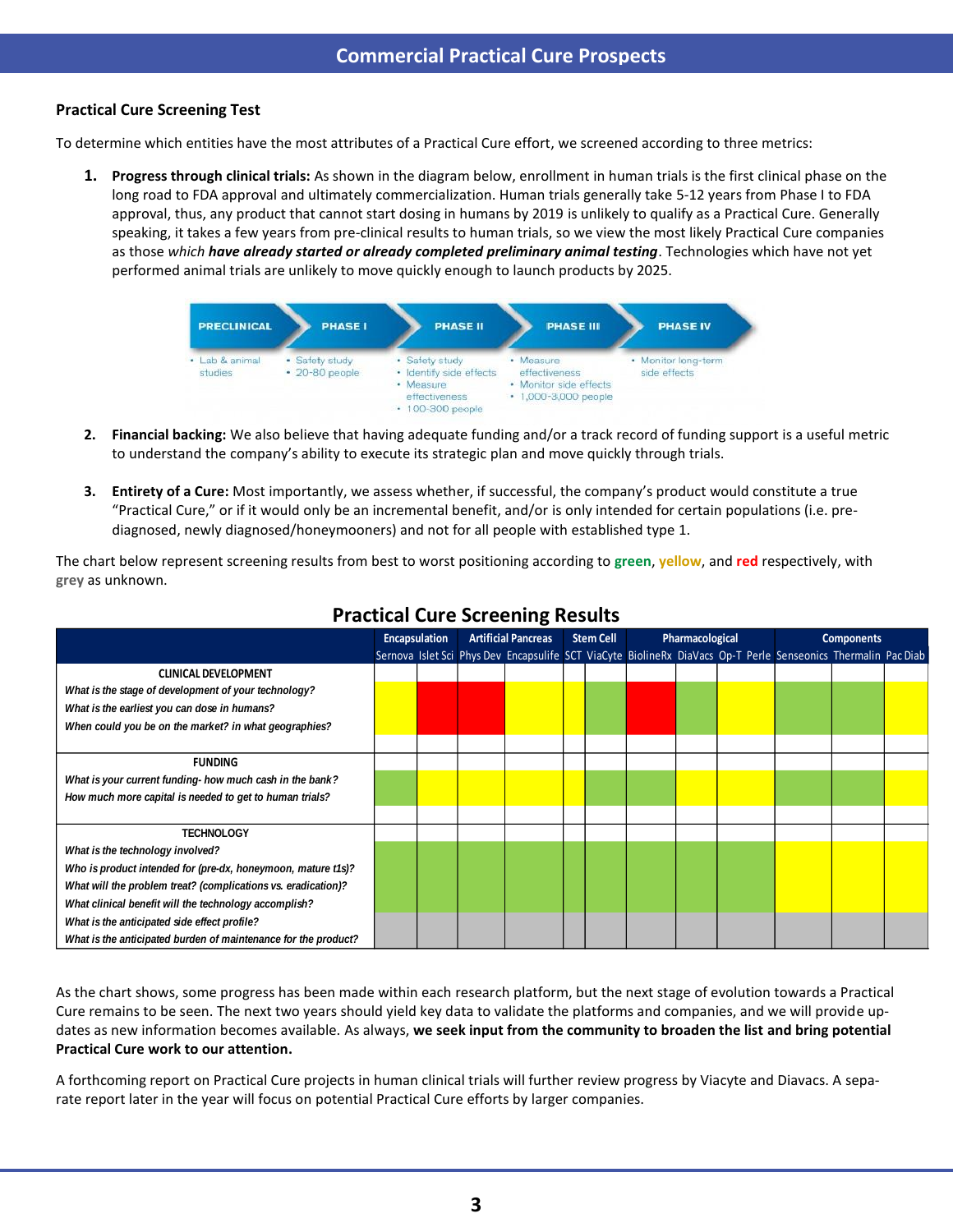## Commercial Practical Cure Prospects

### Practical Cure Screening Test

To determine which entities have the most attributes of a Practical Cure effort, we screened according to three metrics:

1. **Progress through clinical trials:** As shown in the diagram below, enrollment in human trials is the first clinical phase on the long road to FDA approval and ultimately commercialization. Human trials generally take 5-12 years from Phase I to FDA approval, thus, any product that cannot start dosing in humans by 2019 is unlikely to qualify as a Practical Cure. Generally speaking, it takes a few years from pre-clinical results to human trials, so we view the most likely Practical Cure companies as those *which* ***have already started or already completed preliminary animal testing***. Technologies which have not yet performed animal trials are unlikely to move quickly enough to launch products by 2025.

| PRECLINICAL | PHASE I | PHASE II | PHASE III | PHASE IV |
|---|---|---|---|---|
| • Lab & animal studies | • Safety study<br>• 20-80 people | • Safety study<br>• Identify side effects<br>• Measure effectiveness<br>• 100-300 people | • Measure effectiveness<br>• Monitor side effects<br>• 1,000-3,000 people | • Monitor long-term side effects |

2. **Financial backing:** We also believe that having adequate funding and/or a track record of funding support is a useful metric to understand the company's ability to execute its strategic plan and move quickly through trials.

3. **Entirety of a Cure:** Most importantly, we assess whether, if successful, the company's product would constitute a true "Practical Cure," or if it would only be an incremental benefit, and/or is only intended for certain populations (i.e. pre-diagnosed, newly diagnosed/honeymooners) and not for all people with established type 1.

The chart below represent screening results from best to worst positioning according to **green**, **yellow**, and **red** respectively, with **grey** as unknown.

### Practical Cure Screening Results

| | Encapsulation | | Artificial Pancreas | | Stem Cell | | Pharmacological | | | | Components | | |
|---|---|---|---|---|---|---|---|---|---|---|---|---|---|
| | Sernova | Islet Sci | Phys Dev | Encapsulife | SCT | ViaCyte | BiolineRx | DiaVacs | Op-T | Perle | Senseonics | Thermalin | Pac Diab |
| **CLINICAL DEVELOPMENT**<br>*What is the stage of development of your technology?*<br>*What is the earliest you can dose in humans?*<br>*When could you be on the market? in what geographies?* | Yellow | Red | Red | Yellow | Yellow | Green | Red | Green | Yellow | Yellow | Green | Green | Yellow |
| **FUNDING**<br>*What is your current funding- how much cash in the bank?*<br>*How much more capital is needed to get to human trials?* | Green | Yellow | Yellow | Yellow | Yellow | Green | Green | Green | Yellow | Yellow | Green | Green | Yellow |
| **TECHNOLOGY**<br>*What is the technology involved?*<br>*Who is product intended for (pre-dx, honeymoon, mature t1s)?*<br>*What will the problem treat? (complications vs. eradication)?*<br>*What clinical benefit will the technology accomplish?* | Green | Green | Green | Green | Green | Green | Green | Green | Green | Green | Yellow | Yellow | Yellow |
| *What is the anticipated side effect profile?*<br>*What is the anticipated burden of maintenance for the product?* | Grey | Grey | Grey | Grey | Grey | Grey | Grey | Grey | Grey | Grey | Grey | Grey | Grey |

As the chart shows, some progress has been made within each research platform, but the next stage of evolution towards a Practical Cure remains to be seen. The next two years should yield key data to validate the platforms and companies, and we will provide up-dates as new information becomes available. As always, **we seek input from the community to broaden the list and bring potential Practical Cure work to our attention.**

A forthcoming report on Practical Cure projects in human clinical trials will further review progress by Viacyte and Diavacs. A sepa-rate report later in the year will focus on potential Practical Cure efforts by larger companies.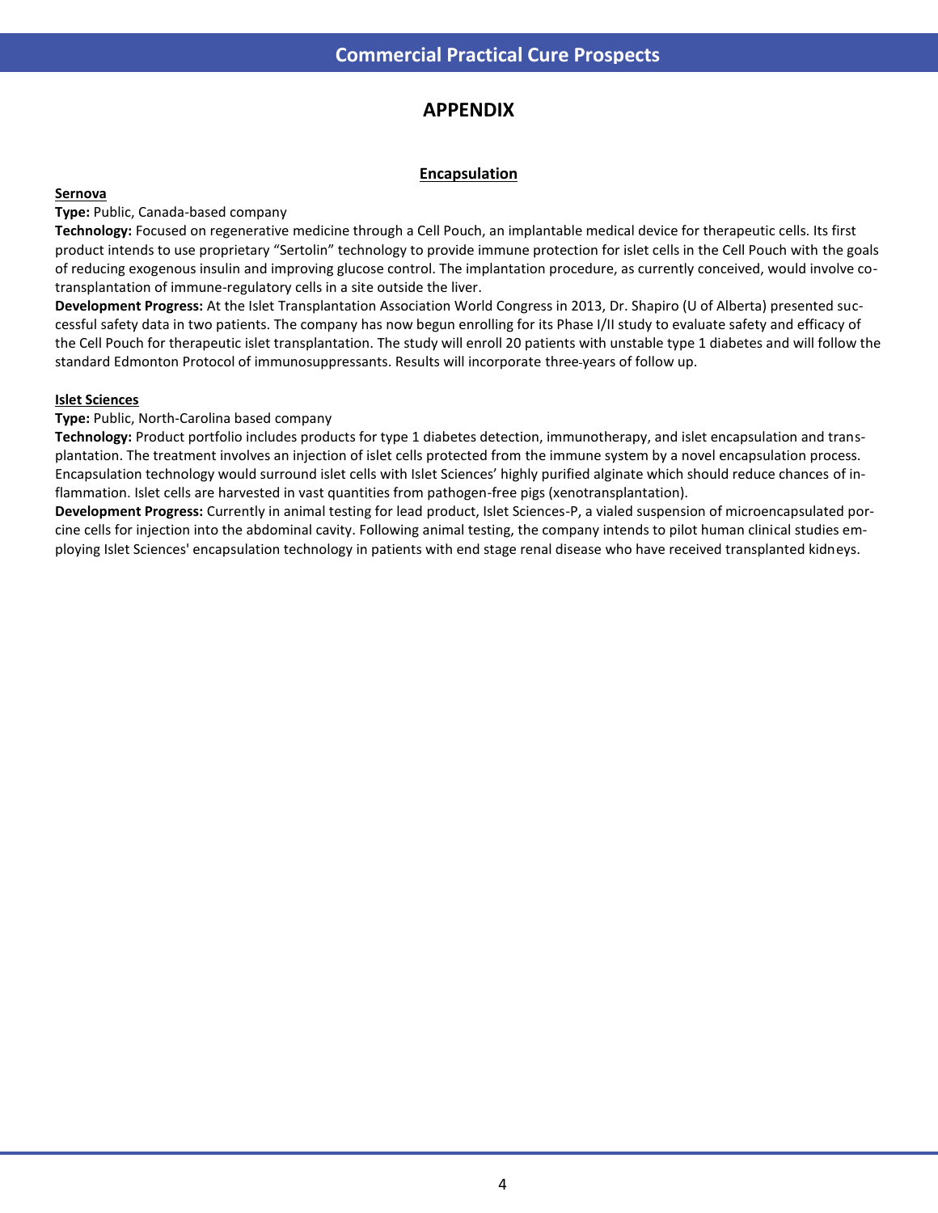# APPENDIX

## Encapsulation

**Sernova**

**Type:** Public, Canada-based company

**Technology:** Focused on regenerative medicine through a Cell Pouch, an implantable medical device for therapeutic cells. Its first product intends to use proprietary "Sertolin" technology to provide immune protection for islet cells in the Cell Pouch with the goals of reducing exogenous insulin and improving glucose control. The implantation procedure, as currently conceived, would involve co-transplantation of immune-regulatory cells in a site outside the liver.

**Development Progress:** At the Islet Transplantation Association World Congress in 2013, Dr. Shapiro (U of Alberta) presented successful safety data in two patients. The company has now begun enrolling for its Phase I/II study to evaluate safety and efficacy of the Cell Pouch for therapeutic islet transplantation. The study will enroll 20 patients with unstable type 1 diabetes and will follow the standard Edmonton Protocol of immunosuppressants. Results will incorporate three-years of follow up.

**Islet Sciences**

**Type:** Public, North-Carolina based company

**Technology:** Product portfolio includes products for type 1 diabetes detection, immunotherapy, and islet encapsulation and transplantation. The treatment involves an injection of islet cells protected from the immune system by a novel encapsulation process. Encapsulation technology would surround islet cells with Islet Sciences' highly purified alginate which should reduce chances of inflammation. Islet cells are harvested in vast quantities from pathogen-free pigs (xenotransplantation).

**Development Progress:** Currently in animal testing for lead product, Islet Sciences-P, a vialed suspension of microencapsulated porcine cells for injection into the abdominal cavity. Following animal testing, the company intends to pilot human clinical studies employing Islet Sciences' encapsulation technology in patients with end stage renal disease who have received transplanted kidneys.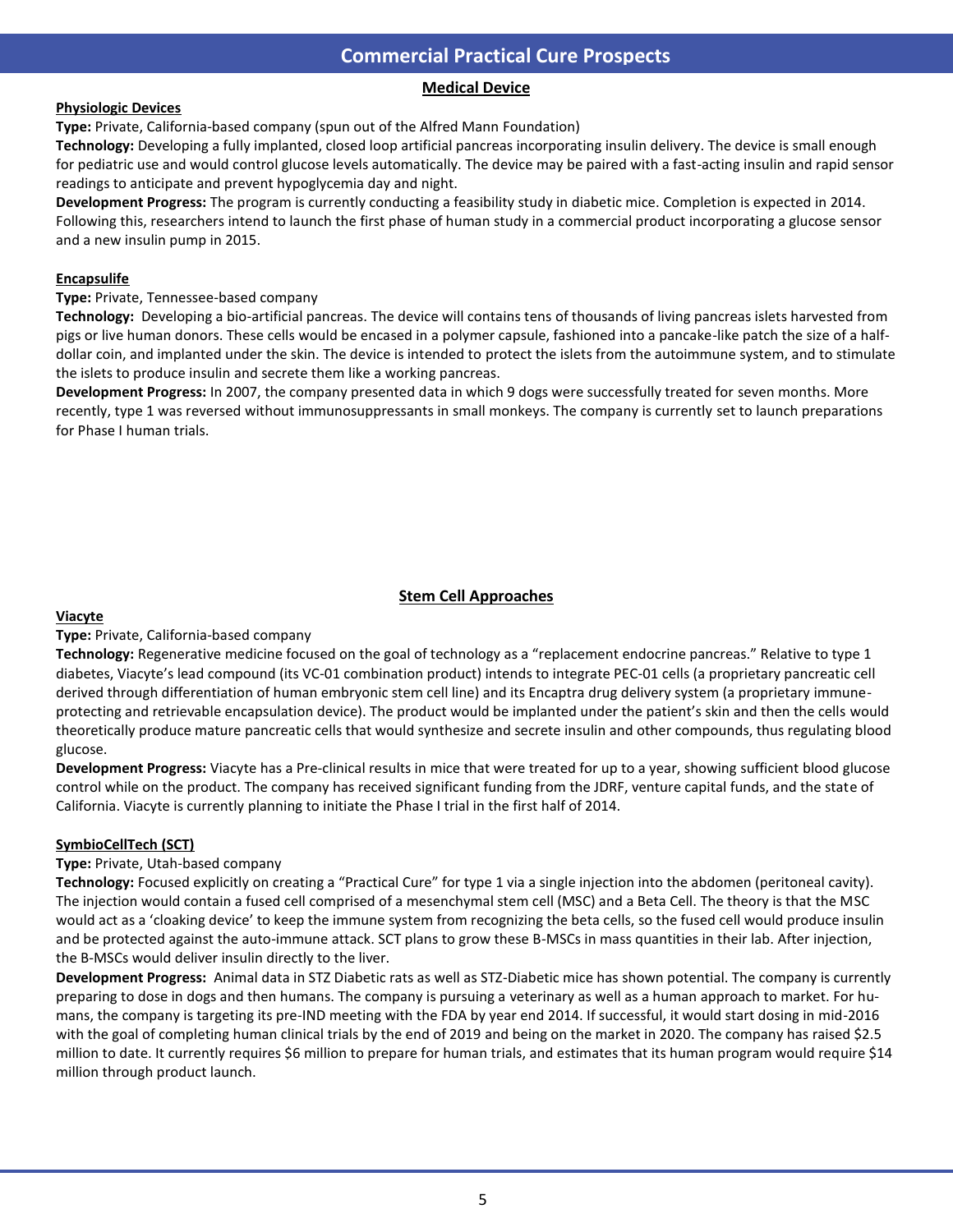# Commercial Practical Cure Prospects

## Medical Device

### Physiologic Devices

**Type:** Private, California-based company (spun out of the Alfred Mann Foundation)

**Technology:** Developing a fully implanted, closed loop artificial pancreas incorporating insulin delivery. The device is small enough for pediatric use and would control glucose levels automatically. The device may be paired with a fast-acting insulin and rapid sensor readings to anticipate and prevent hypoglycemia day and night.

**Development Progress:** The program is currently conducting a feasibility study in diabetic mice. Completion is expected in 2014. Following this, researchers intend to launch the first phase of human study in a commercial product incorporating a glucose sensor and a new insulin pump in 2015.

### Encapsulife

**Type:** Private, Tennessee-based company

**Technology:** Developing a bio-artificial pancreas. The device will contains tens of thousands of living pancreas islets harvested from pigs or live human donors. These cells would be encased in a polymer capsule, fashioned into a pancake-like patch the size of a half-dollar coin, and implanted under the skin. The device is intended to protect the islets from the autoimmune system, and to stimulate the islets to produce insulin and secrete them like a working pancreas.

**Development Progress:** In 2007, the company presented data in which 9 dogs were successfully treated for seven months. More recently, type 1 was reversed without immunosuppressants in small monkeys. The company is currently set to launch preparations for Phase I human trials.

## Stem Cell Approaches

### Viacyte

**Type:** Private, California-based company

**Technology:** Regenerative medicine focused on the goal of technology as a "replacement endocrine pancreas." Relative to type 1 diabetes, Viacyte's lead compound (its VC-01 combination product) intends to integrate PEC-01 cells (a proprietary pancreatic cell derived through differentiation of human embryonic stem cell line) and its Encaptra drug delivery system (a proprietary immune-protecting and retrievable encapsulation device). The product would be implanted under the patient's skin and then the cells would theoretically produce mature pancreatic cells that would synthesize and secrete insulin and other compounds, thus regulating blood glucose.

**Development Progress:** Viacyte has a Pre-clinical results in mice that were treated for up to a year, showing sufficient blood glucose control while on the product. The company has received significant funding from the JDRF, venture capital funds, and the state of California. Viacyte is currently planning to initiate the Phase I trial in the first half of 2014.

### SymbioCellTech (SCT)

**Type:** Private, Utah-based company

**Technology:** Focused explicitly on creating a "Practical Cure" for type 1 via a single injection into the abdomen (peritoneal cavity). The injection would contain a fused cell comprised of a mesenchymal stem cell (MSC) and a Beta Cell. The theory is that the MSC would act as a 'cloaking device' to keep the immune system from recognizing the beta cells, so the fused cell would produce insulin and be protected against the auto-immune attack. SCT plans to grow these B-MSCs in mass quantities in their lab. After injection, the B-MSCs would deliver insulin directly to the liver.

**Development Progress:** Animal data in STZ Diabetic rats as well as STZ-Diabetic mice has shown potential. The company is currently preparing to dose in dogs and then humans. The company is pursuing a veterinary as well as a human approach to market. For humans, the company is targeting its pre-IND meeting with the FDA by year end 2014. If successful, it would start dosing in mid-2016 with the goal of completing human clinical trials by the end of 2019 and being on the market in 2020. The company has raised $2.5 million to date. It currently requires $6 million to prepare for human trials, and estimates that its human program would require $14 million through product launch.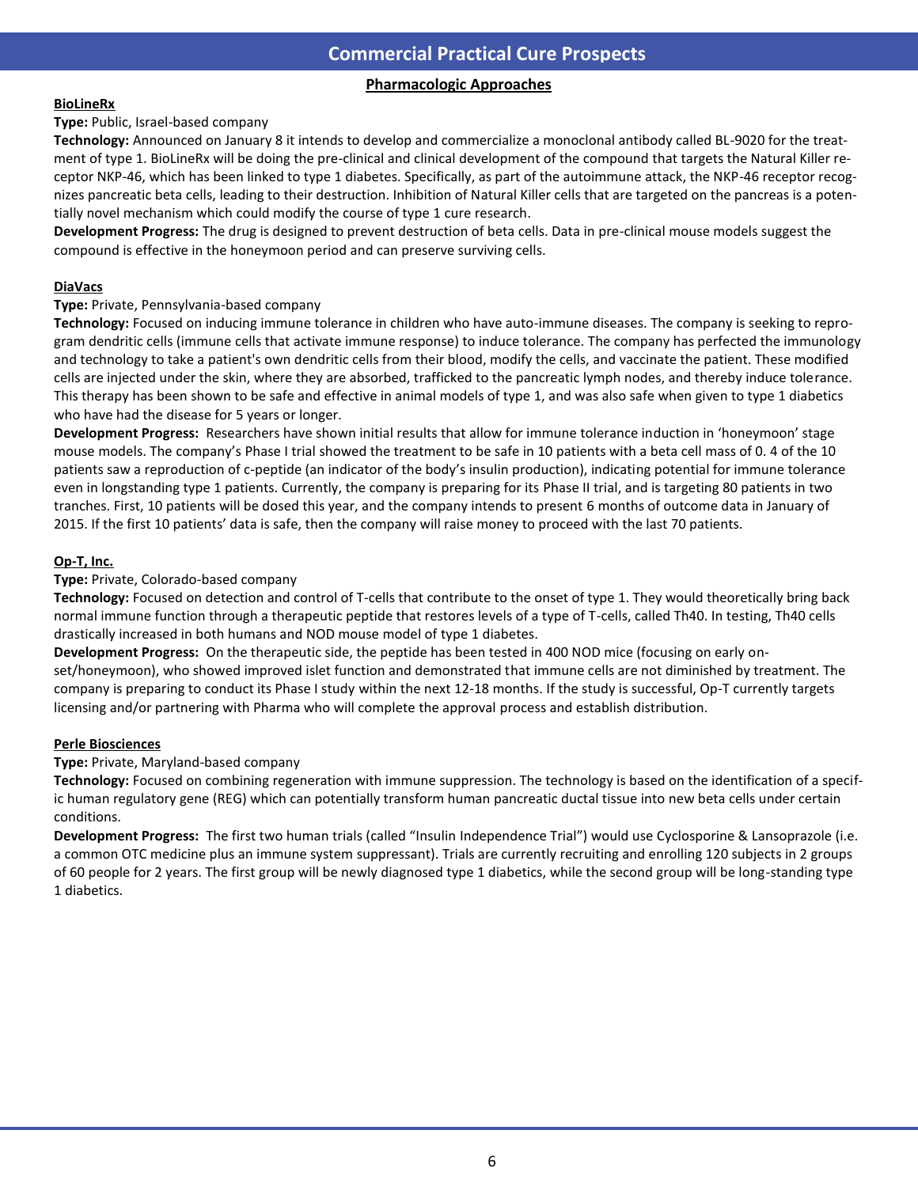# Commercial Practical Cure Prospects

## Pharmacologic Approaches

### BioLineRx

**Type:** Public, Israel-based company

**Technology:** Announced on January 8 it intends to develop and commercialize a monoclonal antibody called BL-9020 for the treatment of type 1. BioLineRx will be doing the pre-clinical and clinical development of the compound that targets the Natural Killer receptor NKP-46, which has been linked to type 1 diabetes. Specifically, as part of the autoimmune attack, the NKP-46 receptor recognizes pancreatic beta cells, leading to their destruction. Inhibition of Natural Killer cells that are targeted on the pancreas is a potentially novel mechanism which could modify the course of type 1 cure research.

**Development Progress:** The drug is designed to prevent destruction of beta cells. Data in pre-clinical mouse models suggest the compound is effective in the honeymoon period and can preserve surviving cells.

### DiaVacs

**Type:** Private, Pennsylvania-based company

**Technology:** Focused on inducing immune tolerance in children who have auto-immune diseases. The company is seeking to reprogram dendritic cells (immune cells that activate immune response) to induce tolerance. The company has perfected the immunology and technology to take a patient's own dendritic cells from their blood, modify the cells, and vaccinate the patient. These modified cells are injected under the skin, where they are absorbed, trafficked to the pancreatic lymph nodes, and thereby induce tolerance. This therapy has been shown to be safe and effective in animal models of type 1, and was also safe when given to type 1 diabetics who have had the disease for 5 years or longer.

**Development Progress:** Researchers have shown initial results that allow for immune tolerance induction in 'honeymoon' stage mouse models. The company's Phase I trial showed the treatment to be safe in 10 patients with a beta cell mass of 0. 4 of the 10 patients saw a reproduction of c-peptide (an indicator of the body's insulin production), indicating potential for immune tolerance even in longstanding type 1 patients. Currently, the company is preparing for its Phase II trial, and is targeting 80 patients in two tranches. First, 10 patients will be dosed this year, and the company intends to present 6 months of outcome data in January of 2015. If the first 10 patients' data is safe, then the company will raise money to proceed with the last 70 patients.

### Op-T, Inc.

**Type:** Private, Colorado-based company

**Technology:** Focused on detection and control of T-cells that contribute to the onset of type 1. They would theoretically bring back normal immune function through a therapeutic peptide that restores levels of a type of T-cells, called Th40. In testing, Th40 cells drastically increased in both humans and NOD mouse model of type 1 diabetes.

**Development Progress:** On the therapeutic side, the peptide has been tested in 400 NOD mice (focusing on early onset/honeymoon), who showed improved islet function and demonstrated that immune cells are not diminished by treatment. The company is preparing to conduct its Phase I study within the next 12-18 months. If the study is successful, Op-T currently targets licensing and/or partnering with Pharma who will complete the approval process and establish distribution.

### Perle Biosciences

**Type:** Private, Maryland-based company

**Technology:** Focused on combining regeneration with immune suppression. The technology is based on the identification of a specific human regulatory gene (REG) which can potentially transform human pancreatic ductal tissue into new beta cells under certain conditions.

**Development Progress:** The first two human trials (called "Insulin Independence Trial") would use Cyclosporine & Lansoprazole (i.e. a common OTC medicine plus an immune system suppressant). Trials are currently recruiting and enrolling 120 subjects in 2 groups of 60 people for 2 years. The first group will be newly diagnosed type 1 diabetics, while the second group will be long-standing type 1 diabetics.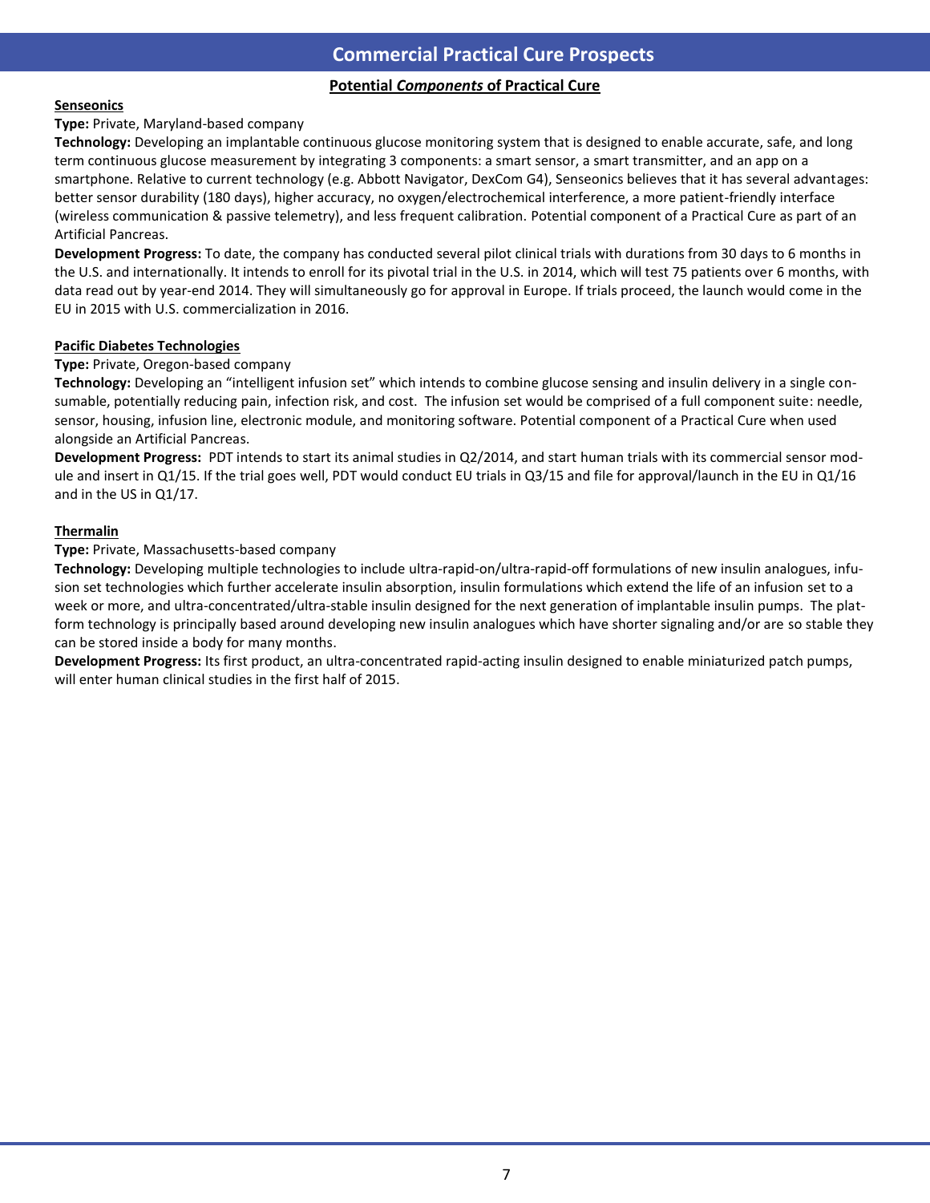# Commercial Practical Cure Prospects

## Potential *Components* of Practical Cure

**Senseonics**

**Type:** Private, Maryland-based company

**Technology:** Developing an implantable continuous glucose monitoring system that is designed to enable accurate, safe, and long term continuous glucose measurement by integrating 3 components: a smart sensor, a smart transmitter, and an app on a smartphone. Relative to current technology (e.g. Abbott Navigator, DexCom G4), Senseonics believes that it has several advantages: better sensor durability (180 days), higher accuracy, no oxygen/electrochemical interference, a more patient-friendly interface (wireless communication & passive telemetry), and less frequent calibration. Potential component of a Practical Cure as part of an Artificial Pancreas.

**Development Progress:** To date, the company has conducted several pilot clinical trials with durations from 30 days to 6 months in the U.S. and internationally. It intends to enroll for its pivotal trial in the U.S. in 2014, which will test 75 patients over 6 months, with data read out by year-end 2014. They will simultaneously go for approval in Europe. If trials proceed, the launch would come in the EU in 2015 with U.S. commercialization in 2016.

**Pacific Diabetes Technologies**

**Type:** Private, Oregon-based company

**Technology:** Developing an "intelligent infusion set" which intends to combine glucose sensing and insulin delivery in a single consumable, potentially reducing pain, infection risk, and cost. The infusion set would be comprised of a full component suite: needle, sensor, housing, infusion line, electronic module, and monitoring software. Potential component of a Practical Cure when used alongside an Artificial Pancreas.

**Development Progress:** PDT intends to start its animal studies in Q2/2014, and start human trials with its commercial sensor module and insert in Q1/15. If the trial goes well, PDT would conduct EU trials in Q3/15 and file for approval/launch in the EU in Q1/16 and in the US in Q1/17.

**Thermalin**

**Type:** Private, Massachusetts-based company

**Technology:** Developing multiple technologies to include ultra-rapid-on/ultra-rapid-off formulations of new insulin analogues, infusion set technologies which further accelerate insulin absorption, insulin formulations which extend the life of an infusion set to a week or more, and ultra-concentrated/ultra-stable insulin designed for the next generation of implantable insulin pumps. The platform technology is principally based around developing new insulin analogues which have shorter signaling and/or are so stable they can be stored inside a body for many months.

**Development Progress:** Its first product, an ultra-concentrated rapid-acting insulin designed to enable miniaturized patch pumps, will enter human clinical studies in the first half of 2015.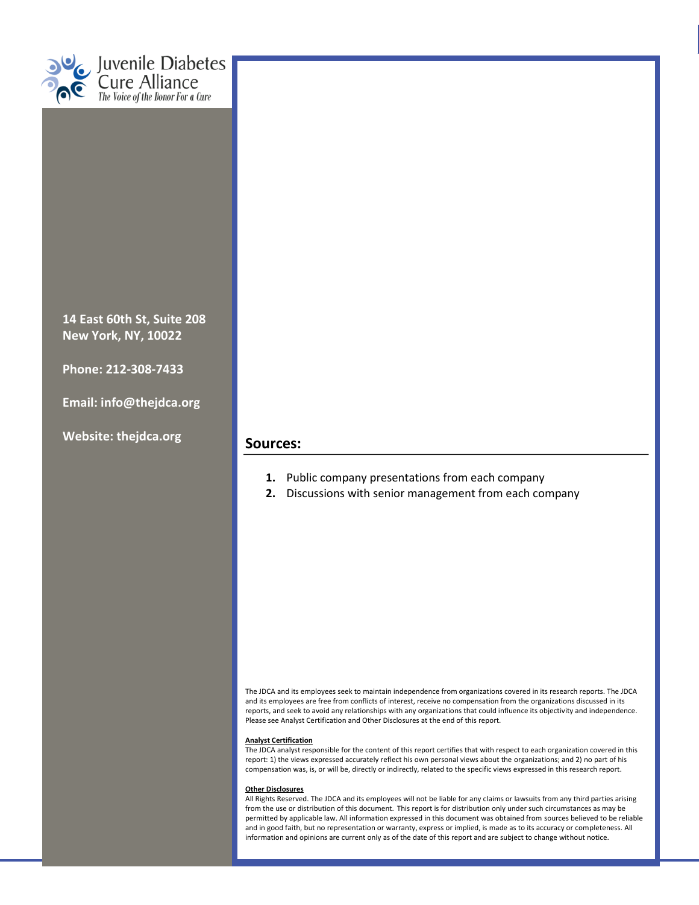Juvenile Diabetes Cure Alliance
*The Voice of the Donor For a Cure*

**14 East 60th St, Suite 208**
**New York, NY, 10022**

**Phone: 212-308-7433**

**Email: info@thejdca.org**

**Website: thejdca.org**

## Sources:

1. Public company presentations from each company
2. Discussions with senior management from each company

The JDCA and its employees seek to maintain independence from organizations covered in its research reports. The JDCA and its employees are free from conflicts of interest, receive no compensation from the organizations discussed in its reports, and seek to avoid any relationships with any organizations that could influence its objectivity and independence. Please see Analyst Certification and Other Disclosures at the end of this report.

**Analyst Certification**

The JDCA analyst responsible for the content of this report certifies that with respect to each organization covered in this report: 1) the views expressed accurately reflect his own personal views about the organizations; and 2) no part of his compensation was, is, or will be, directly or indirectly, related to the specific views expressed in this research report.

**Other Disclosures**

All Rights Reserved. The JDCA and its employees will not be liable for any claims or lawsuits from any third parties arising from the use or distribution of this document. This report is for distribution only under such circumstances as may be permitted by applicable law. All information expressed in this document was obtained from sources believed to be reliable and in good faith, but no representation or warranty, express or implied, is made as to its accuracy or completeness. All information and opinions are current only as of the date of this report and are subject to change without notice.